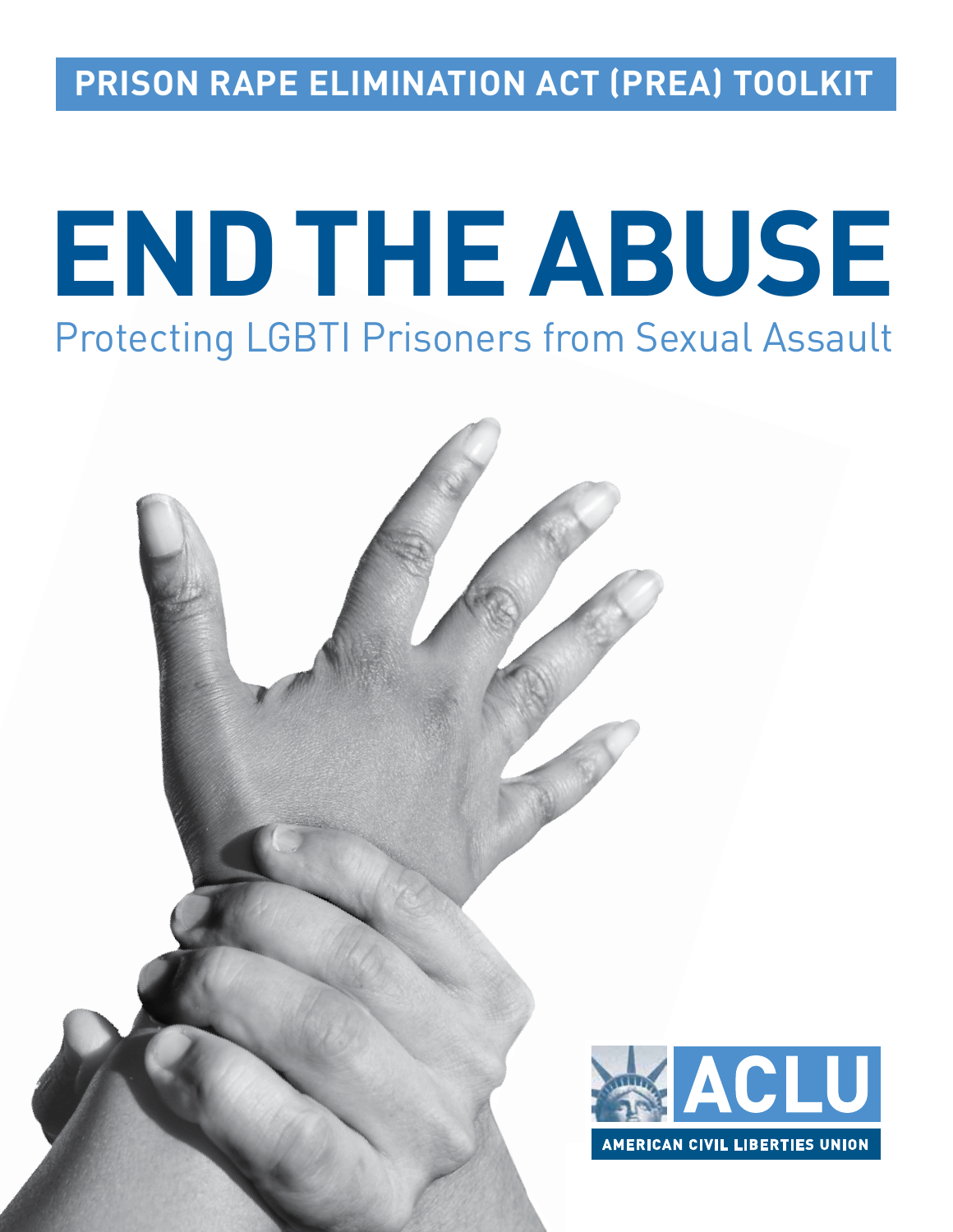**PRISON RAPE ELIMINATION ACT (PREA) TOOLKIT**

# END THE ABUSE

## Protecting LGBTI Prisoners from Sexual Assault

ACLU

AMERICAN CIVIL LIBERTIES UNION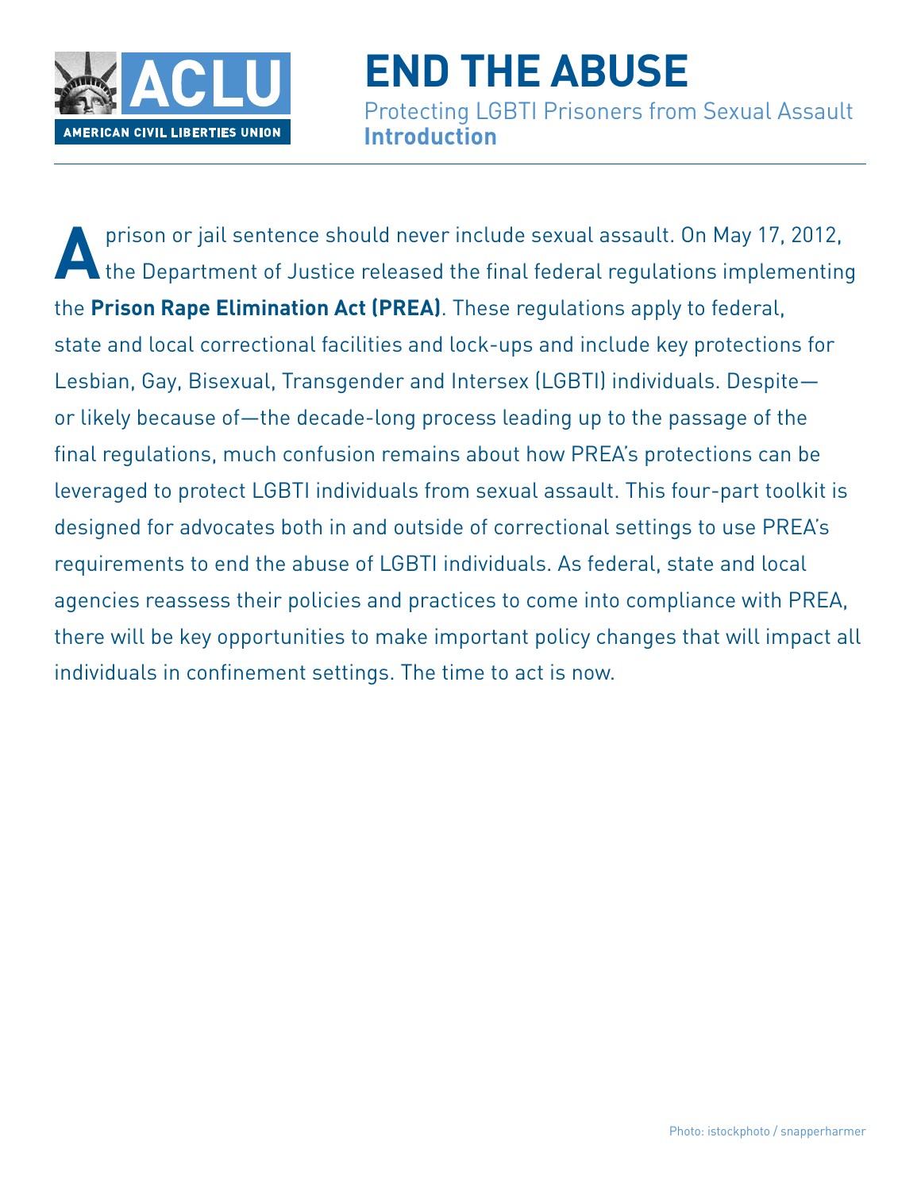AMERICAN CIVIL LIBERTIES UNION

# END THE ABUSE

Protecting LGBTI Prisoners from Sexual Assault
**Introduction**

A prison or jail sentence should never include sexual assault. On May 17, 2012, the Department of Justice released the final federal regulations implementing the **Prison Rape Elimination Act (PREA)**. These regulations apply to federal, state and local correctional facilities and lock-ups and include key protections for Lesbian, Gay, Bisexual, Transgender and Intersex (LGBTI) individuals. Despite—or likely because of—the decade-long process leading up to the passage of the final regulations, much confusion remains about how PREA's protections can be leveraged to protect LGBTI individuals from sexual assault. This four-part toolkit is designed for advocates both in and outside of correctional settings to use PREA's requirements to end the abuse of LGBTI individuals. As federal, state and local agencies reassess their policies and practices to come into compliance with PREA, there will be key opportunities to make important policy changes that will impact all individuals in confinement settings. The time to act is now.

Photo: istockphoto / snapperharmer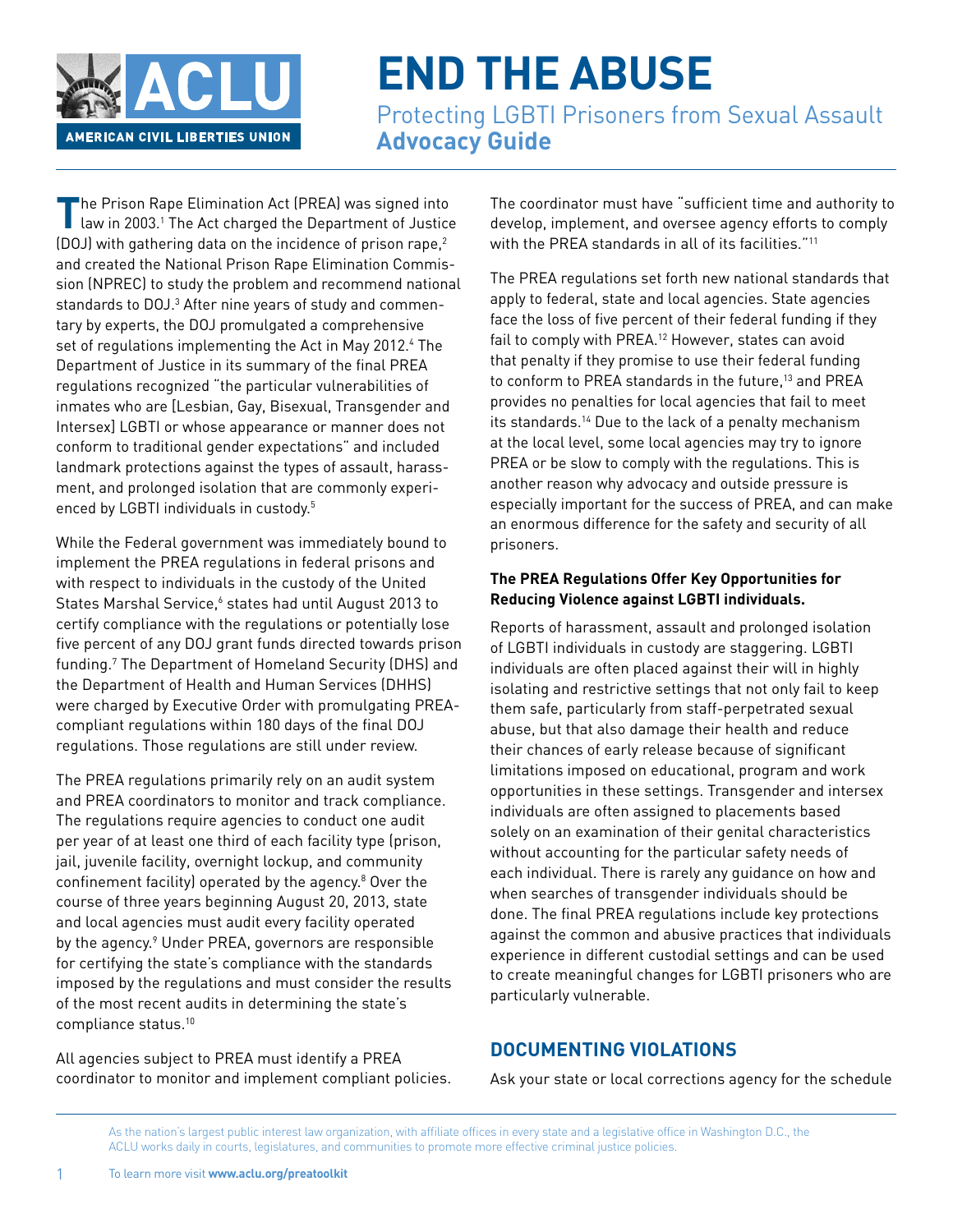# END THE ABUSE

Protecting LGBTI Prisoners from Sexual Assault
**Advocacy Guide**

The Prison Rape Elimination Act (PREA) was signed into law in 2003.[1] The Act charged the Department of Justice (DOJ) with gathering data on the incidence of prison rape,[2] and created the National Prison Rape Elimination Commission (NPREC) to study the problem and recommend national standards to DOJ.[3] After nine years of study and commentary by experts, the DOJ promulgated a comprehensive set of regulations implementing the Act in May 2012.[4] The Department of Justice in its summary of the final PREA regulations recognized "the particular vulnerabilities of inmates who are [Lesbian, Gay, Bisexual, Transgender and Intersex] LGBTI or whose appearance or manner does not conform to traditional gender expectations" and included landmark protections against the types of assault, harassment, and prolonged isolation that are commonly experienced by LGBTI individuals in custody.[5]

While the Federal government was immediately bound to implement the PREA regulations in federal prisons and with respect to individuals in the custody of the United States Marshal Service,[6] states had until August 2013 to certify compliance with the regulations or potentially lose five percent of any DOJ grant funds directed towards prison funding.[7] The Department of Homeland Security (DHS) and the Department of Health and Human Services (DHHS) were charged by Executive Order with promulgating PREA-compliant regulations within 180 days of the final DOJ regulations. Those regulations are still under review.

The PREA regulations primarily rely on an audit system and PREA coordinators to monitor and track compliance. The regulations require agencies to conduct one audit per year of at least one third of each facility type (prison, jail, juvenile facility, overnight lockup, and community confinement facility) operated by the agency.[8] Over the course of three years beginning August 20, 2013, state and local agencies must audit every facility operated by the agency.[9] Under PREA, governors are responsible for certifying the state's compliance with the standards imposed by the regulations and must consider the results of the most recent audits in determining the state's compliance status.[10]

All agencies subject to PREA must identify a PREA coordinator to monitor and implement compliant policies. The coordinator must have "sufficient time and authority to develop, implement, and oversee agency efforts to comply with the PREA standards in all of its facilities."[11]

The PREA regulations set forth new national standards that apply to federal, state and local agencies. State agencies face the loss of five percent of their federal funding if they fail to comply with PREA.[12] However, states can avoid that penalty if they promise to use their federal funding to conform to PREA standards in the future,[13] and PREA provides no penalties for local agencies that fail to meet its standards.[14] Due to the lack of a penalty mechanism at the local level, some local agencies may try to ignore PREA or be slow to comply with the regulations. This is another reason why advocacy and outside pressure is especially important for the success of PREA, and can make an enormous difference for the safety and security of all prisoners.

**The PREA Regulations Offer Key Opportunities for Reducing Violence against LGBTI individuals.**

Reports of harassment, assault and prolonged isolation of LGBTI individuals in custody are staggering. LGBTI individuals are often placed against their will in highly isolating and restrictive settings that not only fail to keep them safe, particularly from staff-perpetrated sexual abuse, but that also damage their health and reduce their chances of early release because of significant limitations imposed on educational, program and work opportunities in these settings. Transgender and intersex individuals are often assigned to placements based solely on an examination of their genital characteristics without accounting for the particular safety needs of each individual. There is rarely any guidance on how and when searches of transgender individuals should be done. The final PREA regulations include key protections against the common and abusive practices that individuals experience in different custodial settings and can be used to create meaningful changes for LGBTI prisoners who are particularly vulnerable.

## DOCUMENTING VIOLATIONS

Ask your state or local corrections agency for the schedule

As the nation's largest public interest law organization, with affiliate offices in every state and a legislative office in Washington D.C., the ACLU works daily in courts, legislatures, and communities to promote more effective criminal justice policies.

To learn more visit **www.aclu.org/preatoolkit**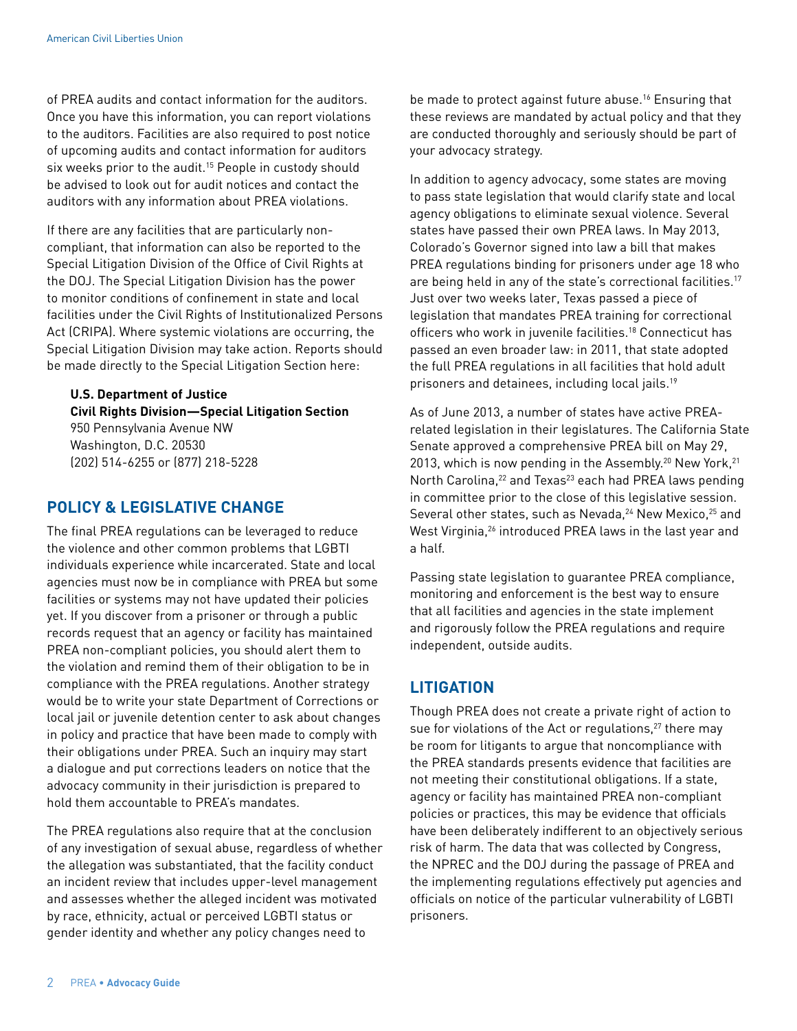of PREA audits and contact information for the auditors. Once you have this information, you can report violations to the auditors. Facilities are also required to post notice of upcoming audits and contact information for auditors six weeks prior to the audit.[15] People in custody should be advised to look out for audit notices and contact the auditors with any information about PREA violations.

If there are any facilities that are particularly non-compliant, that information can also be reported to the Special Litigation Division of the Office of Civil Rights at the DOJ. The Special Litigation Division has the power to monitor conditions of confinement in state and local facilities under the Civil Rights of Institutionalized Persons Act (CRIPA). Where systemic violations are occurring, the Special Litigation Division may take action. Reports should be made directly to the Special Litigation Section here:

**U.S. Department of Justice**
**Civil Rights Division—Special Litigation Section**
950 Pennsylvania Avenue NW
Washington, D.C. 20530
(202) 514-6255 or (877) 218-5228

## POLICY & LEGISLATIVE CHANGE

The final PREA regulations can be leveraged to reduce the violence and other common problems that LGBTI individuals experience while incarcerated. State and local agencies must now be in compliance with PREA but some facilities or systems may not have updated their policies yet. If you discover from a prisoner or through a public records request that an agency or facility has maintained PREA non-compliant policies, you should alert them to the violation and remind them of their obligation to be in compliance with the PREA regulations. Another strategy would be to write your state Department of Corrections or local jail or juvenile detention center to ask about changes in policy and practice that have been made to comply with their obligations under PREA. Such an inquiry may start a dialogue and put corrections leaders on notice that the advocacy community in their jurisdiction is prepared to hold them accountable to PREA's mandates.

The PREA regulations also require that at the conclusion of any investigation of sexual abuse, regardless of whether the allegation was substantiated, that the facility conduct an incident review that includes upper-level management and assesses whether the alleged incident was motivated by race, ethnicity, actual or perceived LGBTI status or gender identity and whether any policy changes need to be made to protect against future abuse.[16] Ensuring that these reviews are mandated by actual policy and that they are conducted thoroughly and seriously should be part of your advocacy strategy.

In addition to agency advocacy, some states are moving to pass state legislation that would clarify state and local agency obligations to eliminate sexual violence. Several states have passed their own PREA laws. In May 2013, Colorado's Governor signed into law a bill that makes PREA regulations binding for prisoners under age 18 who are being held in any of the state's correctional facilities.[17] Just over two weeks later, Texas passed a piece of legislation that mandates PREA training for correctional officers who work in juvenile facilities.[18] Connecticut has passed an even broader law: in 2011, that state adopted the full PREA regulations in all facilities that hold adult prisoners and detainees, including local jails.[19]

As of June 2013, a number of states have active PREA-related legislation in their legislatures. The California State Senate approved a comprehensive PREA bill on May 29, 2013, which is now pending in the Assembly.[20] New York,[21] North Carolina,[22] and Texas[23] each had PREA laws pending in committee prior to the close of this legislative session. Several other states, such as Nevada,[24] New Mexico,[25] and West Virginia,[26] introduced PREA laws in the last year and a half.

Passing state legislation to guarantee PREA compliance, monitoring and enforcement is the best way to ensure that all facilities and agencies in the state implement and rigorously follow the PREA regulations and require independent, outside audits.

## LITIGATION

Though PREA does not create a private right of action to sue for violations of the Act or regulations,[27] there may be room for litigants to argue that noncompliance with the PREA standards presents evidence that facilities are not meeting their constitutional obligations. If a state, agency or facility has maintained PREA non-compliant policies or practices, this may be evidence that officials have been deliberately indifferent to an objectively serious risk of harm. The data that was collected by Congress, the NPREC and the DOJ during the passage of PREA and the implementing regulations effectively put agencies and officials on notice of the particular vulnerability of LGBTI prisoners.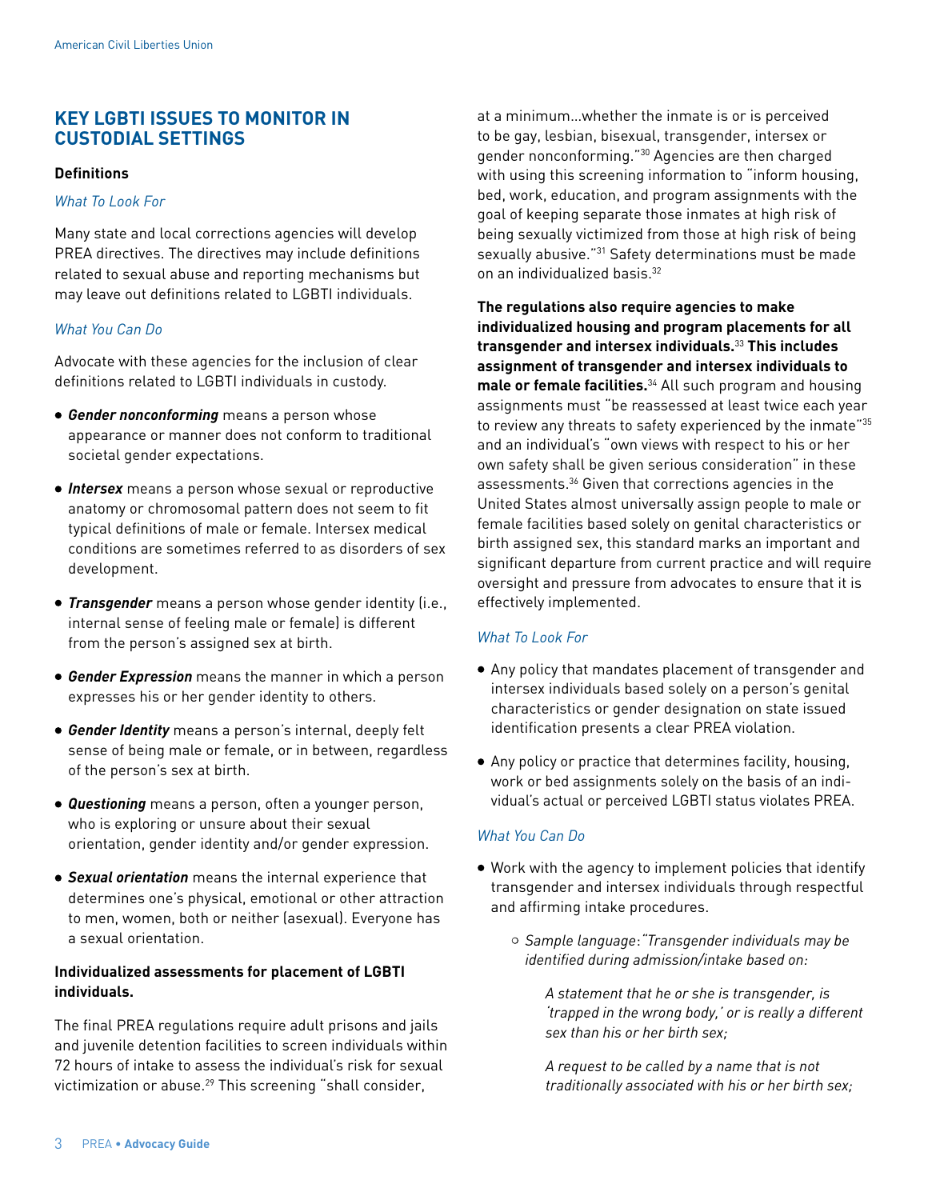## KEY LGBTI ISSUES TO MONITOR IN CUSTODIAL SETTINGS

### Definitions

*What To Look For*

Many state and local corrections agencies will develop PREA directives. The directives may include definitions related to sexual abuse and reporting mechanisms but may leave out definitions related to LGBTI individuals.

*What You Can Do*

Advocate with these agencies for the inclusion of clear definitions related to LGBTI individuals in custody.

- ***Gender nonconforming*** means a person whose appearance or manner does not conform to traditional societal gender expectations.
- ***Intersex*** means a person whose sexual or reproductive anatomy or chromosomal pattern does not seem to fit typical definitions of male or female. Intersex medical conditions are sometimes referred to as disorders of sex development.
- ***Transgender*** means a person whose gender identity (i.e., internal sense of feeling male or female) is different from the person's assigned sex at birth.
- ***Gender Expression*** means the manner in which a person expresses his or her gender identity to others.
- ***Gender Identity*** means a person's internal, deeply felt sense of being male or female, or in between, regardless of the person's sex at birth.
- ***Questioning*** means a person, often a younger person, who is exploring or unsure about their sexual orientation, gender identity and/or gender expression.
- ***Sexual orientation*** means the internal experience that determines one's physical, emotional or other attraction to men, women, both or neither (asexual). Everyone has a sexual orientation.

### Individualized assessments for placement of LGBTI individuals.

The final PREA regulations require adult prisons and jails and juvenile detention facilities to screen individuals within 72 hours of intake to assess the individual's risk for sexual victimization or abuse.[29] This screening "shall consider, at a minimum...whether the inmate is or is perceived to be gay, lesbian, bisexual, transgender, intersex or gender nonconforming."[30] Agencies are then charged with using this screening information to "inform housing, bed, work, education, and program assignments with the goal of keeping separate those inmates at high risk of being sexually victimized from those at high risk of being sexually abusive."[31] Safety determinations must be made on an individualized basis.[32]

**The regulations also require agencies to make individualized housing and program placements for all transgender and intersex individuals.**[33] **This includes assignment of transgender and intersex individuals to male or female facilities.**[34] All such program and housing assignments must "be reassessed at least twice each year to review any threats to safety experienced by the inmate"[35] and an individual's "own views with respect to his or her own safety shall be given serious consideration" in these assessments.[36] Given that corrections agencies in the United States almost universally assign people to male or female facilities based solely on genital characteristics or birth assigned sex, this standard marks an important and significant departure from current practice and will require oversight and pressure from advocates to ensure that it is effectively implemented.

*What To Look For*

- Any policy that mandates placement of transgender and intersex individuals based solely on a person's genital characteristics or gender designation on state issued identification presents a clear PREA violation.
- Any policy or practice that determines facility, housing, work or bed assignments solely on the basis of an individual's actual or perceived LGBTI status violates PREA.

*What You Can Do*

- Work with the agency to implement policies that identify transgender and intersex individuals through respectful and affirming intake procedures.
  - *Sample language:"Transgender individuals may be identified during admission/intake based on:*

    *A statement that he or she is transgender, is 'trapped in the wrong body,' or is really a different sex than his or her birth sex;*

    *A request to be called by a name that is not traditionally associated with his or her birth sex;*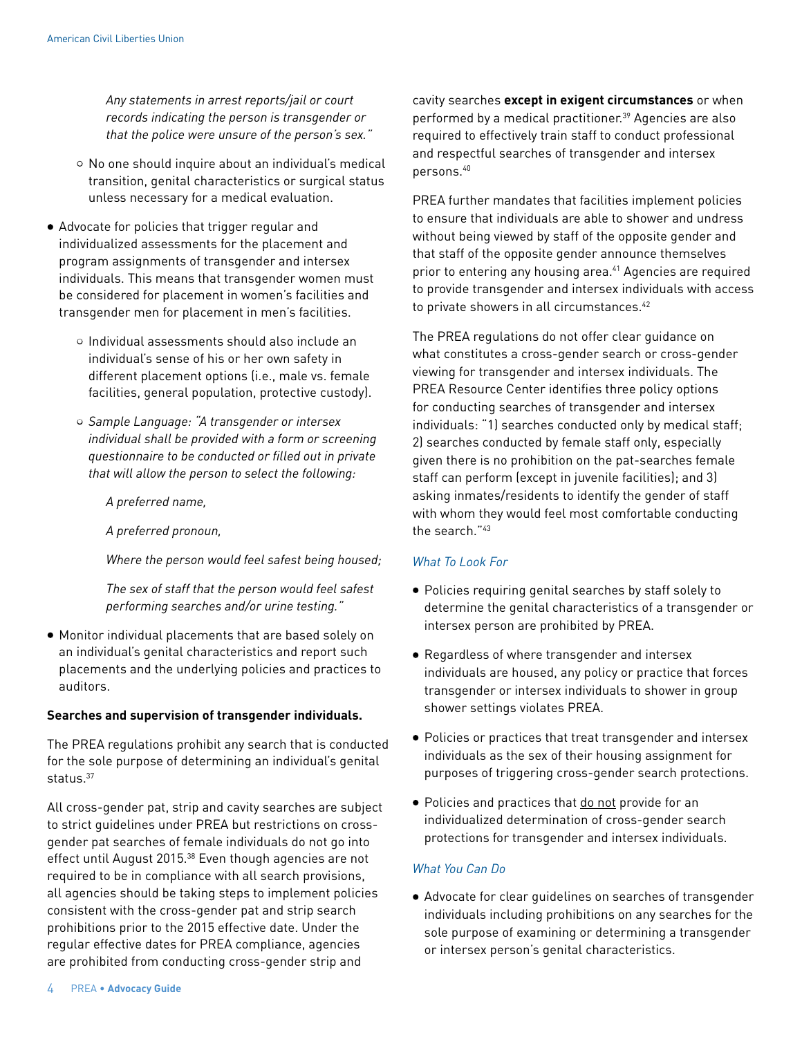*Any statements in arrest reports/jail or court records indicating the person is transgender or that the police were unsure of the person's sex."*

  - No one should inquire about an individual's medical transition, genital characteristics or surgical status unless necessary for a medical evaluation.

- Advocate for policies that trigger regular and individualized assessments for the placement and program assignments of transgender and intersex individuals. This means that transgender women must be considered for placement in women's facilities and transgender men for placement in men's facilities.
  - Individual assessments should also include an individual's sense of his or her own safety in different placement options (i.e., male vs. female facilities, general population, protective custody).
  - *Sample Language: "A transgender or intersex individual shall be provided with a form or screening questionnaire to be conducted or filled out in private that will allow the person to select the following:*

    *A preferred name,*

    *A preferred pronoun,*

    *Where the person would feel safest being housed;*

    *The sex of staff that the person would feel safest performing searches and/or urine testing."*

- Monitor individual placements that are based solely on an individual's genital characteristics and report such placements and the underlying policies and practices to auditors.

**Searches and supervision of transgender individuals.**

The PREA regulations prohibit any search that is conducted for the sole purpose of determining an individual's genital status.[37]

All cross-gender pat, strip and cavity searches are subject to strict guidelines under PREA but restrictions on cross-gender pat searches of female individuals do not go into effect until August 2015.[38] Even though agencies are not required to be in compliance with all search provisions, all agencies should be taking steps to implement policies consistent with the cross-gender pat and strip search prohibitions prior to the 2015 effective date. Under the regular effective dates for PREA compliance, agencies are prohibited from conducting cross-gender strip and cavity searches **except in exigent circumstances** or when performed by a medical practitioner.[39] Agencies are also required to effectively train staff to conduct professional and respectful searches of transgender and intersex persons.[40]

PREA further mandates that facilities implement policies to ensure that individuals are able to shower and undress without being viewed by staff of the opposite gender and that staff of the opposite gender announce themselves prior to entering any housing area.[41] Agencies are required to provide transgender and intersex individuals with access to private showers in all circumstances.[42]

The PREA regulations do not offer clear guidance on what constitutes a cross-gender search or cross-gender viewing for transgender and intersex individuals. The PREA Resource Center identifies three policy options for conducting searches of transgender and intersex individuals: "1) searches conducted only by medical staff; 2) searches conducted by female staff only, especially given there is no prohibition on the pat-searches female staff can perform (except in juvenile facilities); and 3) asking inmates/residents to identify the gender of staff with whom they would feel most comfortable conducting the search."[43]

*What To Look For*

- Policies requiring genital searches by staff solely to determine the genital characteristics of a transgender or intersex person are prohibited by PREA.
- Regardless of where transgender and intersex individuals are housed, any policy or practice that forces transgender or intersex individuals to shower in group shower settings violates PREA.
- Policies or practices that treat transgender and intersex individuals as the sex of their housing assignment for purposes of triggering cross-gender search protections.
- Policies and practices that <u>do not</u> provide for an individualized determination of cross-gender search protections for transgender and intersex individuals.

*What You Can Do*

- Advocate for clear guidelines on searches of transgender individuals including prohibitions on any searches for the sole purpose of examining or determining a transgender or intersex person's genital characteristics.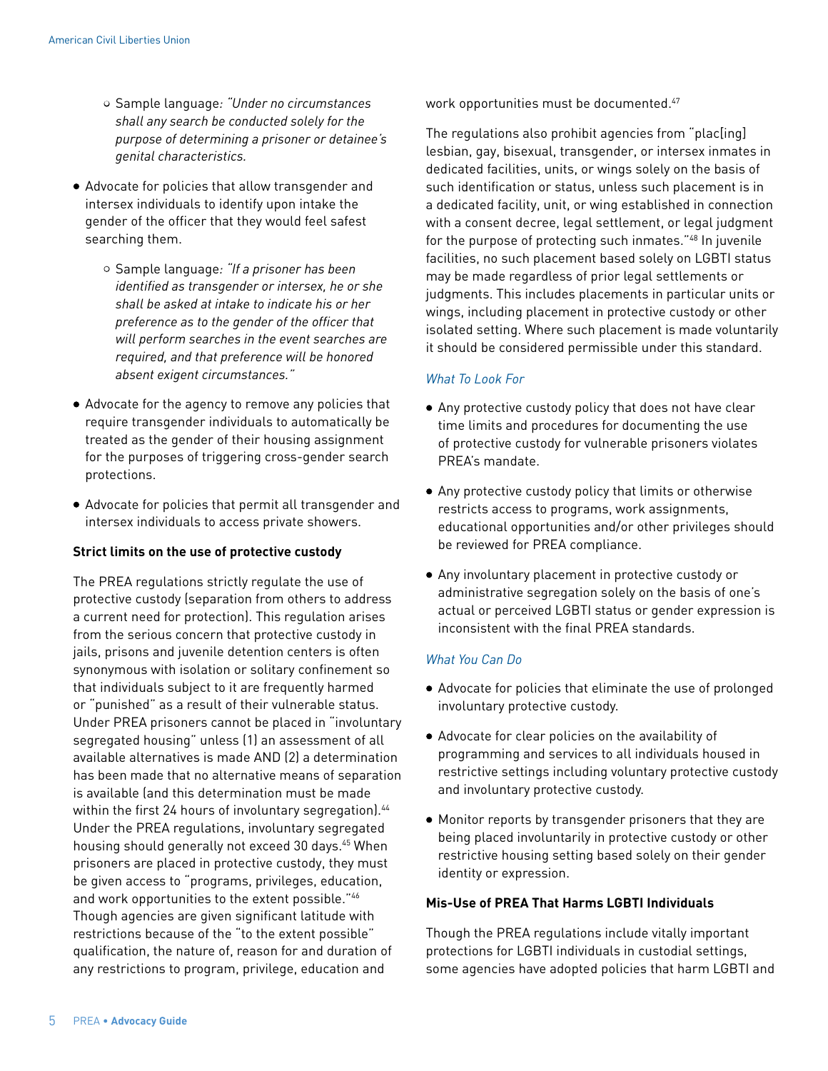- Sample language: *"Under no circumstances shall any search be conducted solely for the purpose of determining a prisoner or detainee's genital characteristics.*

- Advocate for policies that allow transgender and intersex individuals to identify upon intake the gender of the officer that they would feel safest searching them.
    - Sample language: *"If a prisoner has been identified as transgender or intersex, he or she shall be asked at intake to indicate his or her preference as to the gender of the officer that will perform searches in the event searches are required, and that preference will be honored absent exigent circumstances."*

- Advocate for the agency to remove any policies that require transgender individuals to automatically be treated as the gender of their housing assignment for the purposes of triggering cross-gender search protections.

- Advocate for policies that permit all transgender and intersex individuals to access private showers.

**Strict limits on the use of protective custody**

The PREA regulations strictly regulate the use of protective custody (separation from others to address a current need for protection). This regulation arises from the serious concern that protective custody in jails, prisons and juvenile detention centers is often synonymous with isolation or solitary confinement so that individuals subject to it are frequently harmed or "punished" as a result of their vulnerable status. Under PREA prisoners cannot be placed in "involuntary segregated housing" unless (1) an assessment of all available alternatives is made AND (2) a determination has been made that no alternative means of separation is available (and this determination must be made within the first 24 hours of involuntary segregation).[44] Under the PREA regulations, involuntary segregated housing should generally not exceed 30 days.[45] When prisoners are placed in protective custody, they must be given access to "programs, privileges, education, and work opportunities to the extent possible."[46] Though agencies are given significant latitude with restrictions because of the "to the extent possible" qualification, the nature of, reason for and duration of any restrictions to program, privilege, education and work opportunities must be documented.[47]

The regulations also prohibit agencies from "plac[ing] lesbian, gay, bisexual, transgender, or intersex inmates in dedicated facilities, units, or wings solely on the basis of such identification or status, unless such placement is in a dedicated facility, unit, or wing established in connection with a consent decree, legal settlement, or legal judgment for the purpose of protecting such inmates."[48] In juvenile facilities, no such placement based solely on LGBTI status may be made regardless of prior legal settlements or judgments. This includes placements in particular units or wings, including placement in protective custody or other isolated setting. Where such placement is made voluntarily it should be considered permissible under this standard.

*What To Look For*

- Any protective custody policy that does not have clear time limits and procedures for documenting the use of protective custody for vulnerable prisoners violates PREA's mandate.

- Any protective custody policy that limits or otherwise restricts access to programs, work assignments, educational opportunities and/or other privileges should be reviewed for PREA compliance.

- Any involuntary placement in protective custody or administrative segregation solely on the basis of one's actual or perceived LGBTI status or gender expression is inconsistent with the final PREA standards.

*What You Can Do*

- Advocate for policies that eliminate the use of prolonged involuntary protective custody.

- Advocate for clear policies on the availability of programming and services to all individuals housed in restrictive settings including voluntary protective custody and involuntary protective custody.

- Monitor reports by transgender prisoners that they are being placed involuntarily in protective custody or other restrictive housing setting based solely on their gender identity or expression.

**Mis-Use of PREA That Harms LGBTI Individuals**

Though the PREA regulations include vitally important protections for LGBTI individuals in custodial settings, some agencies have adopted policies that harm LGBTI and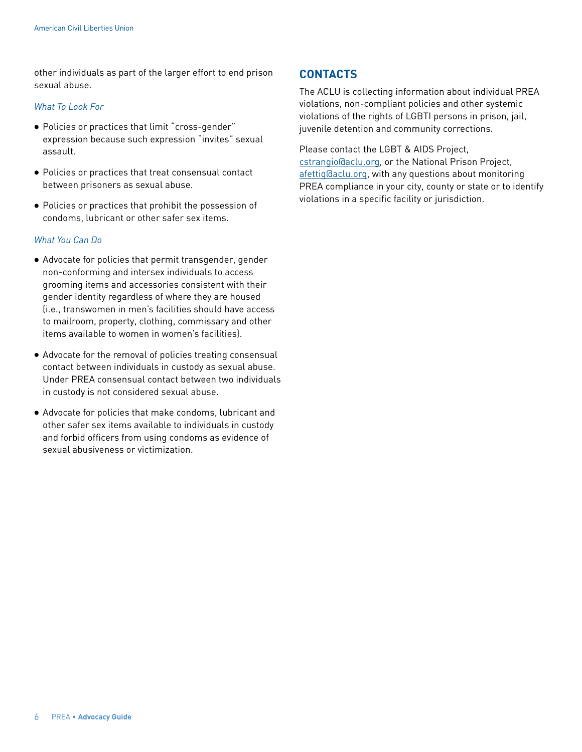other individuals as part of the larger effort to end prison sexual abuse.

*What To Look For*

- Policies or practices that limit "cross-gender" expression because such expression "invites" sexual assault.
- Policies or practices that treat consensual contact between prisoners as sexual abuse.
- Policies or practices that prohibit the possession of condoms, lubricant or other safer sex items.

*What You Can Do*

- Advocate for policies that permit transgender, gender non-conforming and intersex individuals to access grooming items and accessories consistent with their gender identity regardless of where they are housed (i.e., transwomen in men's facilities should have access to mailroom, property, clothing, commissary and other items available to women in women's facilities).
- Advocate for the removal of policies treating consensual contact between individuals in custody as sexual abuse. Under PREA consensual contact between two individuals in custody is not considered sexual abuse.
- Advocate for policies that make condoms, lubricant and other safer sex items available to individuals in custody and forbid officers from using condoms as evidence of sexual abusiveness or victimization.

## CONTACTS

The ACLU is collecting information about individual PREA violations, non-compliant policies and other systemic violations of the rights of LGBTI persons in prison, jail, juvenile detention and community corrections.

Please contact the LGBT & AIDS Project, cstrangio@aclu.org, or the National Prison Project, afettig@aclu.org, with any questions about monitoring PREA compliance in your city, county or state or to identify violations in a specific facility or jurisdiction.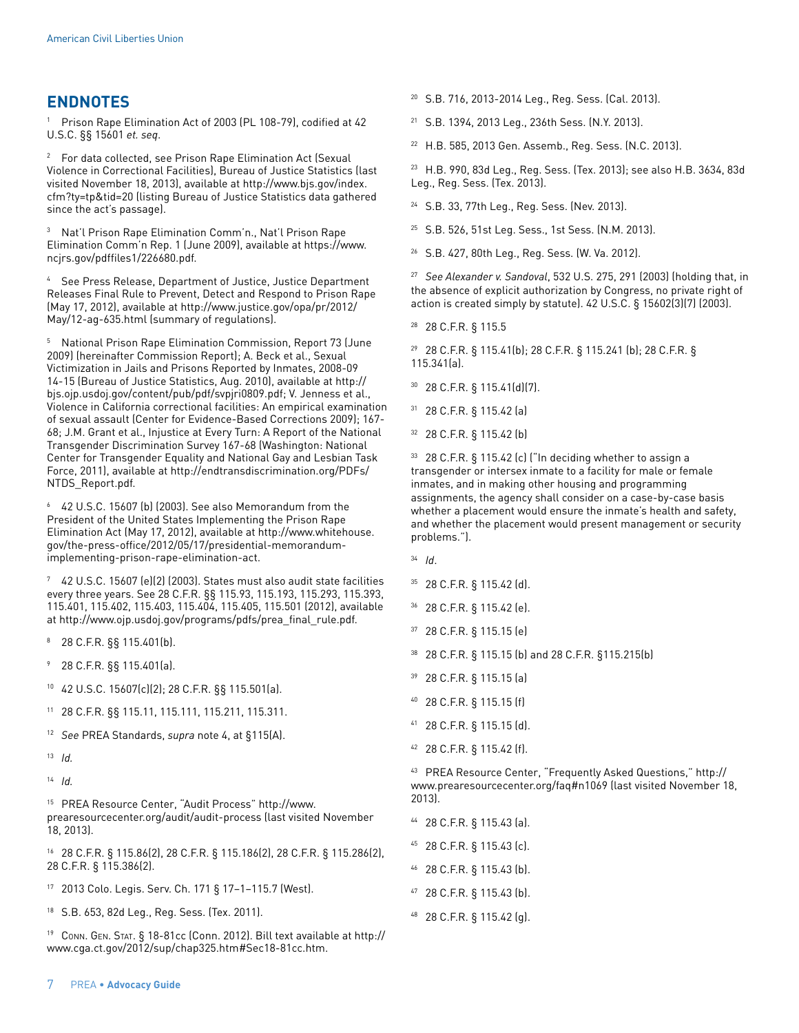## ENDNOTES

[1] Prison Rape Elimination Act of 2003 (PL 108-79), codified at 42 U.S.C. §§ 15601 *et. seq*.

[2] For data collected, see Prison Rape Elimination Act (Sexual Violence in Correctional Facilities), Bureau of Justice Statistics (last visited November 18, 2013), available at http://www.bjs.gov/index.cfm?ty=tp&tid=20 (listing Bureau of Justice Statistics data gathered since the act's passage).

[3] Nat'l Prison Rape Elimination Comm'n., Nat'l Prison Rape Elimination Comm'n Rep. 1 (June 2009), available at https://www.ncjrs.gov/pdffiles1/226680.pdf.

[4] See Press Release, Department of Justice, Justice Department Releases Final Rule to Prevent, Detect and Respond to Prison Rape (May 17, 2012), available at http://www.justice.gov/opa/pr/2012/May/12-ag-635.html (summary of regulations).

[5] National Prison Rape Elimination Commission, Report 73 (June 2009) (hereinafter Commission Report); A. Beck et al., Sexual Victimization in Jails and Prisons Reported by Inmates, 2008-09 14-15 (Bureau of Justice Statistics, Aug. 2010), available at http://bjs.ojp.usdoj.gov/content/pub/pdf/svpjri0809.pdf; V. Jenness et al., Violence in California correctional facilities: An empirical examination of sexual assault (Center for Evidence-Based Corrections 2009); 167-68; J.M. Grant et al., Injustice at Every Turn: A Report of the National Transgender Discrimination Survey 167-68 (Washington: National Center for Transgender Equality and National Gay and Lesbian Task Force, 2011), available at http://endtransdiscrimination.org/PDFs/NTDS_Report.pdf.

[6] 42 U.S.C. 15607 (b) (2003). See also Memorandum from the President of the United States Implementing the Prison Rape Elimination Act (May 17, 2012), available at http://www.whitehouse.gov/the-press-office/2012/05/17/presidential-memorandum-implementing-prison-rape-elimination-act.

[7] 42 U.S.C. 15607 (e)(2) (2003). States must also audit state facilities every three years. See 28 C.F.R. §§ 115.93, 115.193, 115.293, 115.393, 115.401, 115.402, 115.403, 115.404, 115.405, 115.501 (2012), available at http://www.ojp.usdoj.gov/programs/pdfs/prea_final_rule.pdf.

[8] 28 C.F.R. §§ 115.401(b).

[9] 28 C.F.R. §§ 115.401(a).

[10] 42 U.S.C. 15607(c)(2); 28 C.F.R. §§ 115.501(a).

[11] 28 C.F.R. §§ 115.11, 115.111, 115.211, 115.311.

[12] *See* PREA Standards, *supra* note 4, at §115(A).

[13] *Id.*

[14] *Id.*

[15] PREA Resource Center, "Audit Process" http://www.prearesourcecenter.org/audit/audit-process (last visited November 18, 2013).

[16] 28 C.F.R. § 115.86(2), 28 C.F.R. § 115.186(2), 28 C.F.R. § 115.286(2), 28 C.F.R. § 115.386(2).

[17] 2013 Colo. Legis. Serv. Ch. 171 § 17–1–115.7 (West).

[18] S.B. 653, 82d Leg., Reg. Sess. (Tex. 2011).

[19] Conn. Gen. Stat. § 18-81cc (Conn. 2012). Bill text available at http://www.cga.ct.gov/2012/sup/chap325.htm#Sec18-81cc.htm.

[20] S.B. 716, 2013-2014 Leg., Reg. Sess. (Cal. 2013).

[21] S.B. 1394, 2013 Leg., 236th Sess. (N.Y. 2013).

[22] H.B. 585, 2013 Gen. Assemb., Reg. Sess. (N.C. 2013).

[23] H.B. 990, 83d Leg., Reg. Sess. (Tex. 2013); see also H.B. 3634, 83d Leg., Reg. Sess. (Tex. 2013).

[24] S.B. 33, 77th Leg., Reg. Sess. (Nev. 2013).

[25] S.B. 526, 51st Leg. Sess., 1st Sess. (N.M. 2013).

[26] S.B. 427, 80th Leg., Reg. Sess. (W. Va. 2012).

[27] *See Alexander v. Sandoval*, 532 U.S. 275, 291 (2003) (holding that, in the absence of explicit authorization by Congress, no private right of action is created simply by statute). 42 U.S.C. § 15602(3)(7) (2003).

[28] 28 C.F.R. § 115.5

[29] 28 C.F.R. § 115.41(b); 28 C.F.R. § 115.241 (b); 28 C.F.R. § 115.341(a).

[30] 28 C.F.R. § 115.41(d)(7).

[31] 28 C.F.R. § 115.42 (a)

[32] 28 C.F.R. § 115.42 (b)

[33] 28 C.F.R. § 115.42 (c) ("In deciding whether to assign a transgender or intersex inmate to a facility for male or female inmates, and in making other housing and programming assignments, the agency shall consider on a case-by-case basis whether a placement would ensure the inmate's health and safety, and whether the placement would present management or security problems.").

[34] *Id*.

[35] 28 C.F.R. § 115.42 (d).

[36] 28 C.F.R. § 115.42 (e).

[37] 28 C.F.R. § 115.15 (e)

[38] 28 C.F.R. § 115.15 (b) and 28 C.F.R. §115.215(b)

[39] 28 C.F.R. § 115.15 (a)

[40] 28 C.F.R. § 115.15 (f)

[41] 28 C.F.R. § 115.15 (d).

[42] 28 C.F.R. § 115.42 (f).

[43] PREA Resource Center, "Frequently Asked Questions," http://www.prearesourcecenter.org/faq#n1069 (last visited November 18, 2013).

[44] 28 C.F.R. § 115.43 (a).

[45] 28 C.F.R. § 115.43 (c).

[46] 28 C.F.R. § 115.43 (b).

[47] 28 C.F.R. § 115.43 (b).

[48] 28 C.F.R. § 115.42 (g).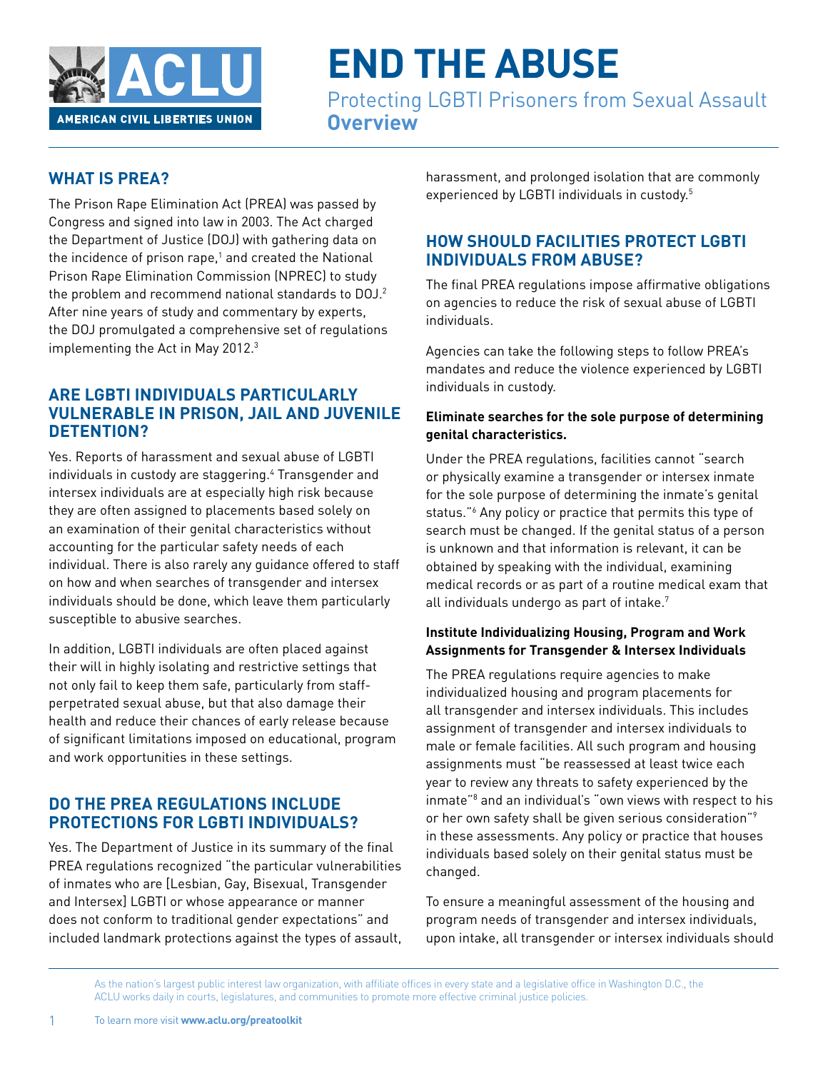# END THE ABUSE

Protecting LGBTI Prisoners from Sexual Assault
**Overview**

## WHAT IS PREA?

The Prison Rape Elimination Act (PREA) was passed by Congress and signed into law in 2003. The Act charged the Department of Justice (DOJ) with gathering data on the incidence of prison rape,[1] and created the National Prison Rape Elimination Commission (NPREC) to study the problem and recommend national standards to DOJ.[2] After nine years of study and commentary by experts, the DOJ promulgated a comprehensive set of regulations implementing the Act in May 2012.[3]

## ARE LGBTI INDIVIDUALS PARTICULARLY VULNERABLE IN PRISON, JAIL AND JUVENILE DETENTION?

Yes. Reports of harassment and sexual abuse of LGBTI individuals in custody are staggering.[4] Transgender and intersex individuals are at especially high risk because they are often assigned to placements based solely on an examination of their genital characteristics without accounting for the particular safety needs of each individual. There is also rarely any guidance offered to staff on how and when searches of transgender and intersex individuals should be done, which leave them particularly susceptible to abusive searches.

In addition, LGBTI individuals are often placed against their will in highly isolating and restrictive settings that not only fail to keep them safe, particularly from staff-perpetrated sexual abuse, but that also damage their health and reduce their chances of early release because of significant limitations imposed on educational, program and work opportunities in these settings.

## DO THE PREA REGULATIONS INCLUDE PROTECTIONS FOR LGBTI INDIVIDUALS?

Yes. The Department of Justice in its summary of the final PREA regulations recognized "the particular vulnerabilities of inmates who are [Lesbian, Gay, Bisexual, Transgender and Intersex] LGBTI or whose appearance or manner does not conform to traditional gender expectations" and included landmark protections against the types of assault, harassment, and prolonged isolation that are commonly experienced by LGBTI individuals in custody.[5]

## HOW SHOULD FACILITIES PROTECT LGBTI INDIVIDUALS FROM ABUSE?

The final PREA regulations impose affirmative obligations on agencies to reduce the risk of sexual abuse of LGBTI individuals.

Agencies can take the following steps to follow PREA's mandates and reduce the violence experienced by LGBTI individuals in custody.

**Eliminate searches for the sole purpose of determining genital characteristics.**

Under the PREA regulations, facilities cannot "search or physically examine a transgender or intersex inmate for the sole purpose of determining the inmate's genital status."[6] Any policy or practice that permits this type of search must be changed. If the genital status of a person is unknown and that information is relevant, it can be obtained by speaking with the individual, examining medical records or as part of a routine medical exam that all individuals undergo as part of intake.[7]

**Institute Individualizing Housing, Program and Work Assignments for Transgender & Intersex Individuals**

The PREA regulations require agencies to make individualized housing and program placements for all transgender and intersex individuals. This includes assignment of transgender and intersex individuals to male or female facilities. All such program and housing assignments must "be reassessed at least twice each year to review any threats to safety experienced by the inmate"[8] and an individual's "own views with respect to his or her own safety shall be given serious consideration"[9] in these assessments. Any policy or practice that houses individuals based solely on their genital status must be changed.

To ensure a meaningful assessment of the housing and program needs of transgender and intersex individuals, upon intake, all transgender or intersex individuals should

As the nation's largest public interest law organization, with affiliate offices in every state and a legislative office in Washington D.C., the ACLU works daily in courts, legislatures, and communities to promote more effective criminal justice policies.

To learn more visit **www.aclu.org/preatoolkit**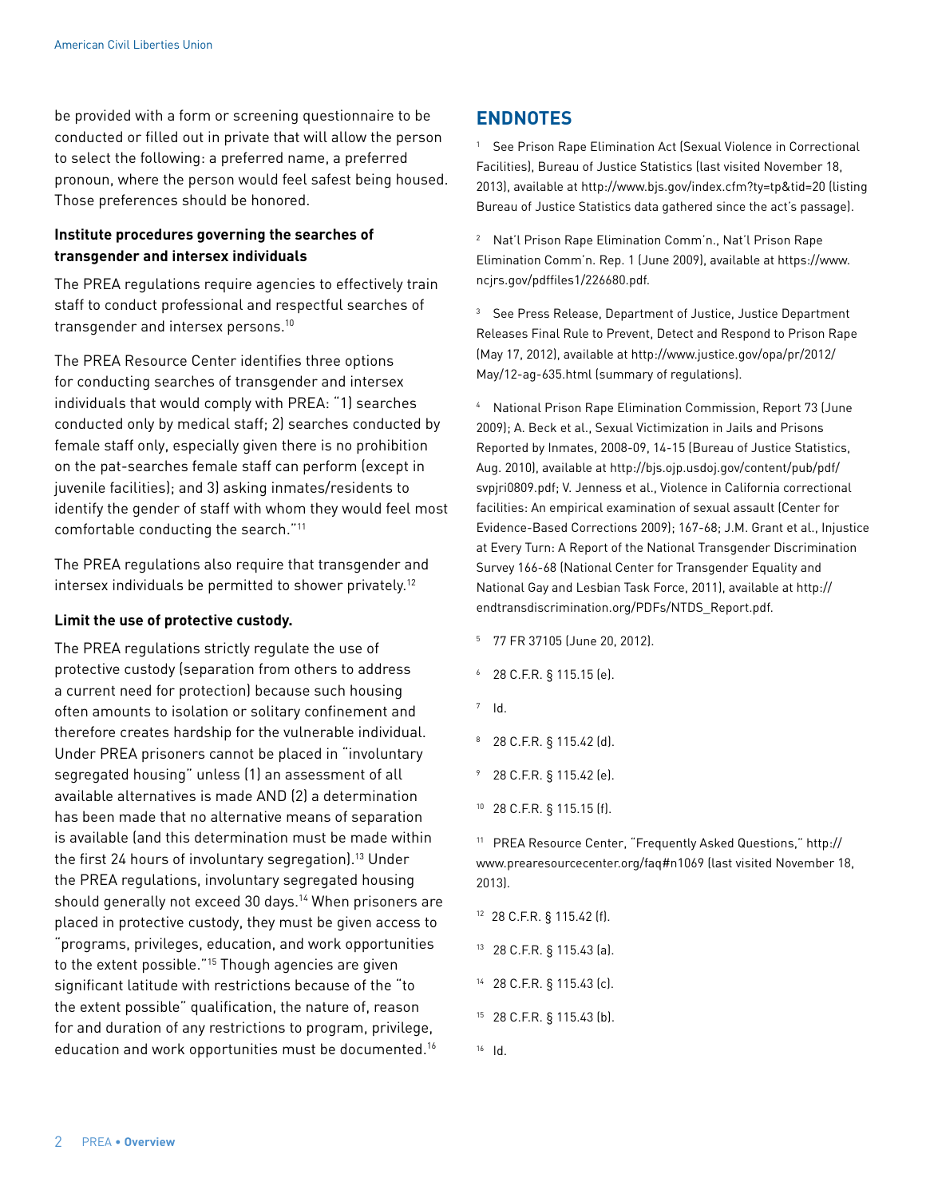be provided with a form or screening questionnaire to be conducted or filled out in private that will allow the person to select the following: a preferred name, a preferred pronoun, where the person would feel safest being housed. Those preferences should be honored.

**Institute procedures governing the searches of transgender and intersex individuals**

The PREA regulations require agencies to effectively train staff to conduct professional and respectful searches of transgender and intersex persons.[10]

The PREA Resource Center identifies three options for conducting searches of transgender and intersex individuals that would comply with PREA: "1) searches conducted only by medical staff; 2) searches conducted by female staff only, especially given there is no prohibition on the pat-searches female staff can perform (except in juvenile facilities); and 3) asking inmates/residents to identify the gender of staff with whom they would feel most comfortable conducting the search."[11]

The PREA regulations also require that transgender and intersex individuals be permitted to shower privately.[12]

**Limit the use of protective custody.**

The PREA regulations strictly regulate the use of protective custody (separation from others to address a current need for protection) because such housing often amounts to isolation or solitary confinement and therefore creates hardship for the vulnerable individual. Under PREA prisoners cannot be placed in "involuntary segregated housing" unless (1) an assessment of all available alternatives is made AND (2) a determination has been made that no alternative means of separation is available (and this determination must be made within the first 24 hours of involuntary segregation).[13] Under the PREA regulations, involuntary segregated housing should generally not exceed 30 days.[14] When prisoners are placed in protective custody, they must be given access to "programs, privileges, education, and work opportunities to the extent possible."[15] Though agencies are given significant latitude with restrictions because of the "to the extent possible" qualification, the nature of, reason for and duration of any restrictions to program, privilege, education and work opportunities must be documented.[16]

## ENDNOTES

1. See Prison Rape Elimination Act (Sexual Violence in Correctional Facilities), Bureau of Justice Statistics (last visited November 18, 2013), available at http://www.bjs.gov/index.cfm?ty=tp&tid=20 (listing Bureau of Justice Statistics data gathered since the act's passage).

2. Nat'l Prison Rape Elimination Comm'n., Nat'l Prison Rape Elimination Comm'n. Rep. 1 (June 2009), available at https://www.ncjrs.gov/pdffiles1/226680.pdf.

3. See Press Release, Department of Justice, Justice Department Releases Final Rule to Prevent, Detect and Respond to Prison Rape (May 17, 2012), available at http://www.justice.gov/opa/pr/2012/May/12-ag-635.html (summary of regulations).

4. National Prison Rape Elimination Commission, Report 73 (June 2009); A. Beck et al., Sexual Victimization in Jails and Prisons Reported by Inmates, 2008-09, 14-15 (Bureau of Justice Statistics, Aug. 2010), available at http://bjs.ojp.usdoj.gov/content/pub/pdf/svpjri0809.pdf; V. Jenness et al., Violence in California correctional facilities: An empirical examination of sexual assault (Center for Evidence-Based Corrections 2009); 167-68; J.M. Grant et al., Injustice at Every Turn: A Report of the National Transgender Discrimination Survey 166-68 (National Center for Transgender Equality and National Gay and Lesbian Task Force, 2011), available at http://endtransdiscrimination.org/PDFs/NTDS_Report.pdf.

5. 77 FR 37105 (June 20, 2012).

6. 28 C.F.R. § 115.15 (e).

7. Id.

8. 28 C.F.R. § 115.42 (d).

9. 28 C.F.R. § 115.42 (e).

10. 28 C.F.R. § 115.15 (f).

11. PREA Resource Center, "Frequently Asked Questions," http://www.prearesourcecenter.org/faq#n1069 (last visited November 18, 2013).

12. 28 C.F.R. § 115.42 (f).

13. 28 C.F.R. § 115.43 (a).

14. 28 C.F.R. § 115.43 (c).

15. 28 C.F.R. § 115.43 (b).

16. Id.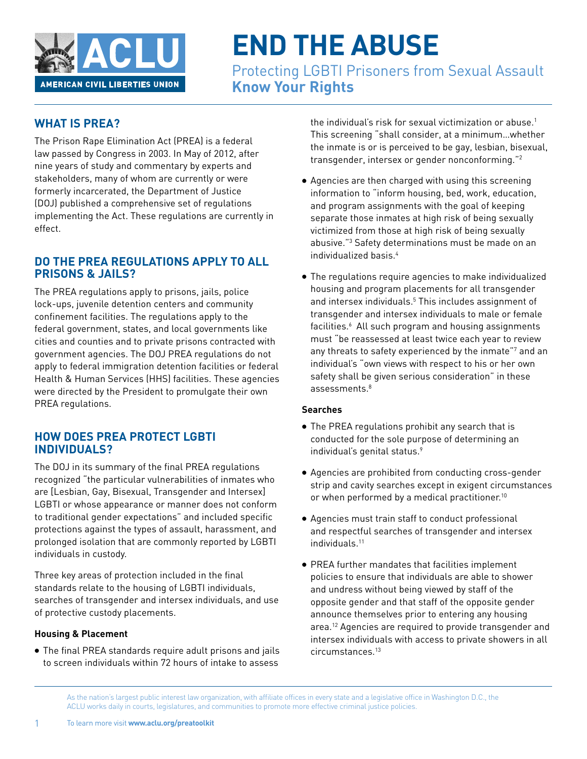# END THE ABUSE

Protecting LGBTI Prisoners from Sexual Assault
**Know Your Rights**

## WHAT IS PREA?

The Prison Rape Elimination Act (PREA) is a federal law passed by Congress in 2003. In May of 2012, after nine years of study and commentary by experts and stakeholders, many of whom are currently or were formerly incarcerated, the Department of Justice (DOJ) published a comprehensive set of regulations implementing the Act. These regulations are currently in effect.

## DO THE PREA REGULATIONS APPLY TO ALL PRISONS & JAILS?

The PREA regulations apply to prisons, jails, police lock-ups, juvenile detention centers and community confinement facilities. The regulations apply to the federal government, states, and local governments like cities and counties and to private prisons contracted with government agencies. The DOJ PREA regulations do not apply to federal immigration detention facilities or federal Health & Human Services (HHS) facilities. These agencies were directed by the President to promulgate their own PREA regulations.

## HOW DOES PREA PROTECT LGBTI INDIVIDUALS?

The DOJ in its summary of the final PREA regulations recognized "the particular vulnerabilities of inmates who are [Lesbian, Gay, Bisexual, Transgender and Intersex] LGBTI or whose appearance or manner does not conform to traditional gender expectations" and included specific protections against the types of assault, harassment, and prolonged isolation that are commonly reported by LGBTI individuals in custody.

Three key areas of protection included in the final standards relate to the housing of LGBTI individuals, searches of transgender and intersex individuals, and use of protective custody placements.

### Housing & Placement

- The final PREA standards require adult prisons and jails to screen individuals within 72 hours of intake to assess the individual's risk for sexual victimization or abuse.[1] This screening "shall consider, at a minimum...whether the inmate is or is perceived to be gay, lesbian, bisexual, transgender, intersex or gender nonconforming."[2]
- Agencies are then charged with using this screening information to "inform housing, bed, work, education, and program assignments with the goal of keeping separate those inmates at high risk of being sexually victimized from those at high risk of being sexually abusive."[3] Safety determinations must be made on an individualized basis.[4]
- The regulations require agencies to make individualized housing and program placements for all transgender and intersex individuals.[5] This includes assignment of transgender and intersex individuals to male or female facilities.[6] All such program and housing assignments must "be reassessed at least twice each year to review any threats to safety experienced by the inmate"[7] and an individual's "own views with respect to his or her own safety shall be given serious consideration" in these assessments.[8]

### Searches

- The PREA regulations prohibit any search that is conducted for the sole purpose of determining an individual's genital status.[9]
- Agencies are prohibited from conducting cross-gender strip and cavity searches except in exigent circumstances or when performed by a medical practitioner.[10]
- Agencies must train staff to conduct professional and respectful searches of transgender and intersex individuals.[11]
- PREA further mandates that facilities implement policies to ensure that individuals are able to shower and undress without being viewed by staff of the opposite gender and that staff of the opposite gender announce themselves prior to entering any housing area.[12] Agencies are required to provide transgender and intersex individuals with access to private showers in all circumstances.[13]

As the nation's largest public interest law organization, with affiliate offices in every state and a legislative office in Washington D.C., the ACLU works daily in courts, legislatures, and communities to promote more effective criminal justice policies.

To learn more visit **www.aclu.org/preatoolkit**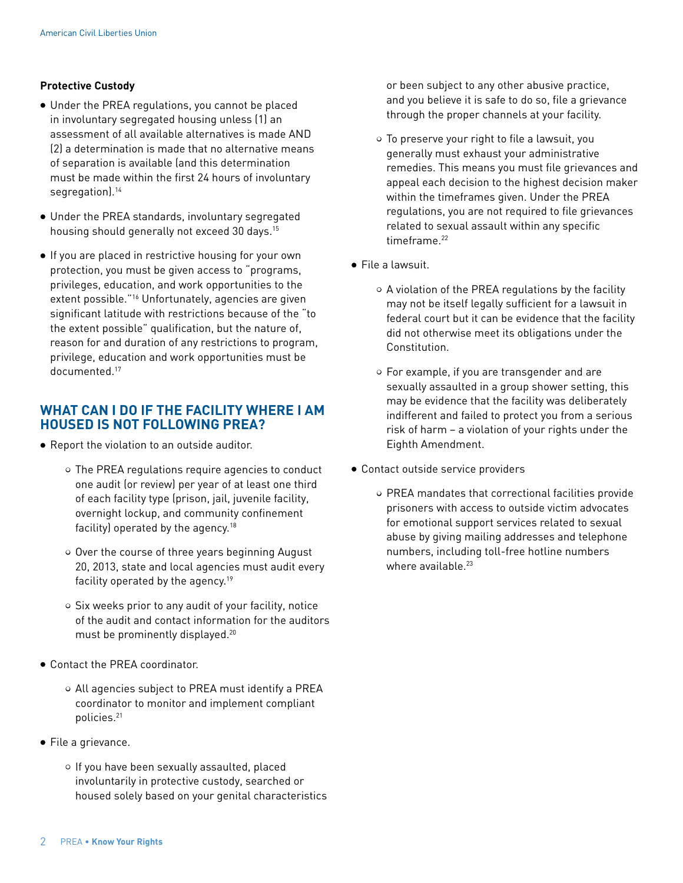**Protective Custody**

- Under the PREA regulations, you cannot be placed in involuntary segregated housing unless (1) an assessment of all available alternatives is made AND (2) a determination is made that no alternative means of separation is available (and this determination must be made within the first 24 hours of involuntary segregation).[14]

- Under the PREA standards, involuntary segregated housing should generally not exceed 30 days.[15]

- If you are placed in restrictive housing for your own protection, you must be given access to "programs, privileges, education, and work opportunities to the extent possible."[16] Unfortunately, agencies are given significant latitude with restrictions because of the "to the extent possible" qualification, but the nature of, reason for and duration of any restrictions to program, privilege, education and work opportunities must be documented.[17]

## WHAT CAN I DO IF THE FACILITY WHERE I AM HOUSED IS NOT FOLLOWING PREA?

- Report the violation to an outside auditor.
    - The PREA regulations require agencies to conduct one audit (or review) per year of at least one third of each facility type (prison, jail, juvenile facility, overnight lockup, and community confinement facility) operated by the agency.[18]
    - Over the course of three years beginning August 20, 2013, state and local agencies must audit every facility operated by the agency.[19]
    - Six weeks prior to any audit of your facility, notice of the audit and contact information for the auditors must be prominently displayed.[20]

- Contact the PREA coordinator.
    - All agencies subject to PREA must identify a PREA coordinator to monitor and implement compliant policies.[21]

- File a grievance.
    - If you have been sexually assaulted, placed involuntarily in protective custody, searched or housed solely based on your genital characteristics or been subject to any other abusive practice, and you believe it is safe to do so, file a grievance through the proper channels at your facility.
    - To preserve your right to file a lawsuit, you generally must exhaust your administrative remedies. This means you must file grievances and appeal each decision to the highest decision maker within the timeframes given. Under the PREA regulations, you are not required to file grievances related to sexual assault within any specific timeframe.[22]

- File a lawsuit.
    - A violation of the PREA regulations by the facility may not be itself legally sufficient for a lawsuit in federal court but it can be evidence that the facility did not otherwise meet its obligations under the Constitution.
    - For example, if you are transgender and are sexually assaulted in a group shower setting, this may be evidence that the facility was deliberately indifferent and failed to protect you from a serious risk of harm – a violation of your rights under the Eighth Amendment.

- Contact outside service providers
    - PREA mandates that correctional facilities provide prisoners with access to outside victim advocates for emotional support services related to sexual abuse by giving mailing addresses and telephone numbers, including toll-free hotline numbers where available.[23]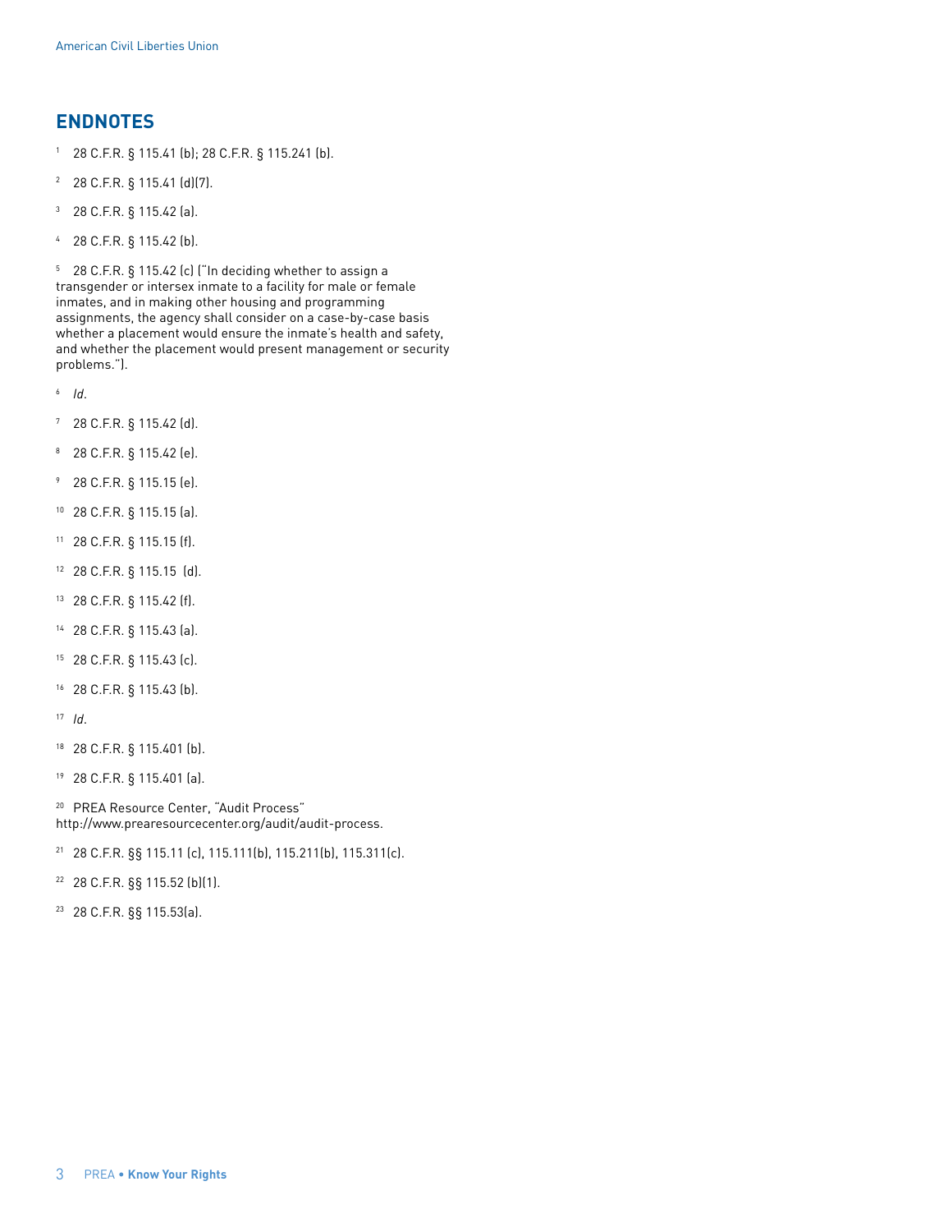## ENDNOTES

1 28 C.F.R. § 115.41 (b); 28 C.F.R. § 115.241 (b).

2 28 C.F.R. § 115.41 (d)(7).

3 28 C.F.R. § 115.42 (a).

4 28 C.F.R. § 115.42 (b).

5 28 C.F.R. § 115.42 (c) ("In deciding whether to assign a transgender or intersex inmate to a facility for male or female inmates, and in making other housing and programming assignments, the agency shall consider on a case-by-case basis whether a placement would ensure the inmate's health and safety, and whether the placement would present management or security problems.").

6 *Id*.

7 28 C.F.R. § 115.42 (d).

8 28 C.F.R. § 115.42 (e).

9 28 C.F.R. § 115.15 (e).

10 28 C.F.R. § 115.15 (a).

11 28 C.F.R. § 115.15 (f).

12 28 C.F.R. § 115.15 (d).

13 28 C.F.R. § 115.42 (f).

14 28 C.F.R. § 115.43 (a).

15 28 C.F.R. § 115.43 (c).

16 28 C.F.R. § 115.43 (b).

17 *Id*.

18 28 C.F.R. § 115.401 (b).

19 28 C.F.R. § 115.401 (a).

20 PREA Resource Center, "Audit Process" http://www.prearesourcecenter.org/audit/audit-process.

21 28 C.F.R. §§ 115.11 (c), 115.111(b), 115.211(b), 115.311(c).

22 28 C.F.R. §§ 115.52 (b)(1).

23 28 C.F.R. §§ 115.53(a).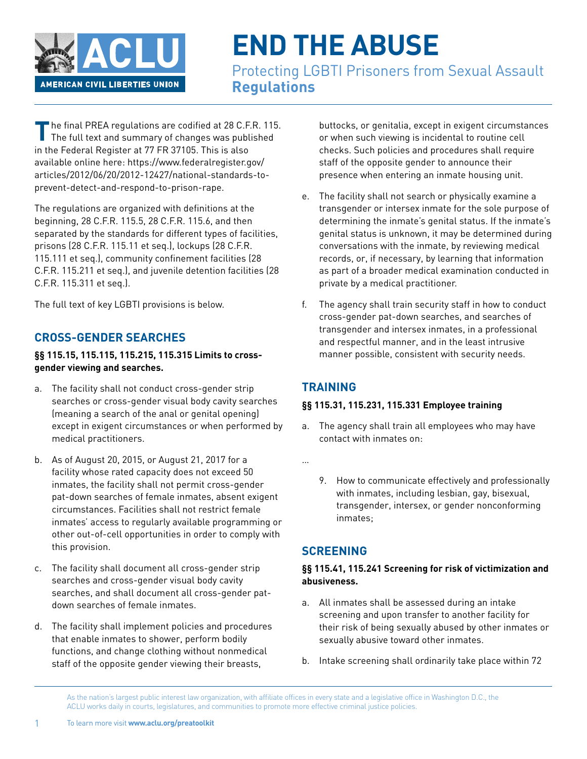# END THE ABUSE

Protecting LGBTI Prisoners from Sexual Assault
**Regulations**

The final PREA regulations are codified at 28 C.F.R. 115. The full text and summary of changes was published in the Federal Register at 77 FR 37105. This is also available online here: https://www.federalregister.gov/articles/2012/06/20/2012-12427/national-standards-to-prevent-detect-and-respond-to-prison-rape.

The regulations are organized with definitions at the beginning, 28 C.F.R. 115.5, 28 C.F.R. 115.6, and then separated by the standards for different types of facilities, prisons (28 C.F.R. 115.11 et seq.), lockups (28 C.F.R. 115.111 et seq.), community confinement facilities (28 C.F.R. 115.211 et seq.), and juvenile detention facilities (28 C.F.R. 115.311 et seq.).

The full text of key LGBTI provisions is below.

## CROSS-GENDER SEARCHES

**§§ 115.15, 115.115, 115.215, 115.315 Limits to cross-gender viewing and searches.**

a. The facility shall not conduct cross-gender strip searches or cross-gender visual body cavity searches (meaning a search of the anal or genital opening) except in exigent circumstances or when performed by medical practitioners.

b. As of August 20, 2015, or August 21, 2017 for a facility whose rated capacity does not exceed 50 inmates, the facility shall not permit cross-gender pat-down searches of female inmates, absent exigent circumstances. Facilities shall not restrict female inmates' access to regularly available programming or other out-of-cell opportunities in order to comply with this provision.

c. The facility shall document all cross-gender strip searches and cross-gender visual body cavity searches, and shall document all cross-gender pat-down searches of female inmates.

d. The facility shall implement policies and procedures that enable inmates to shower, perform bodily functions, and change clothing without nonmedical staff of the opposite gender viewing their breasts, buttocks, or genitalia, except in exigent circumstances or when such viewing is incidental to routine cell checks. Such policies and procedures shall require staff of the opposite gender to announce their presence when entering an inmate housing unit.

e. The facility shall not search or physically examine a transgender or intersex inmate for the sole purpose of determining the inmate's genital status. If the inmate's genital status is unknown, it may be determined during conversations with the inmate, by reviewing medical records, or, if necessary, by learning that information as part of a broader medical examination conducted in private by a medical practitioner.

f. The agency shall train security staff in how to conduct cross-gender pat-down searches, and searches of transgender and intersex inmates, in a professional and respectful manner, and in the least intrusive manner possible, consistent with security needs.

## TRAINING

**§§ 115.31, 115.231, 115.331 Employee training**

a. The agency shall train all employees who may have contact with inmates on:

...

9. How to communicate effectively and professionally with inmates, including lesbian, gay, bisexual, transgender, intersex, or gender nonconforming inmates;

## SCREENING

**§§ 115.41, 115.241 Screening for risk of victimization and abusiveness.**

a. All inmates shall be assessed during an intake screening and upon transfer to another facility for their risk of being sexually abused by other inmates or sexually abusive toward other inmates.

b. Intake screening shall ordinarily take place within 72

As the nation's largest public interest law organization, with affiliate offices in every state and a legislative office in Washington D.C., the ACLU works daily in courts, legislatures, and communities to promote more effective criminal justice policies.

To learn more visit **www.aclu.org/preatoolkit**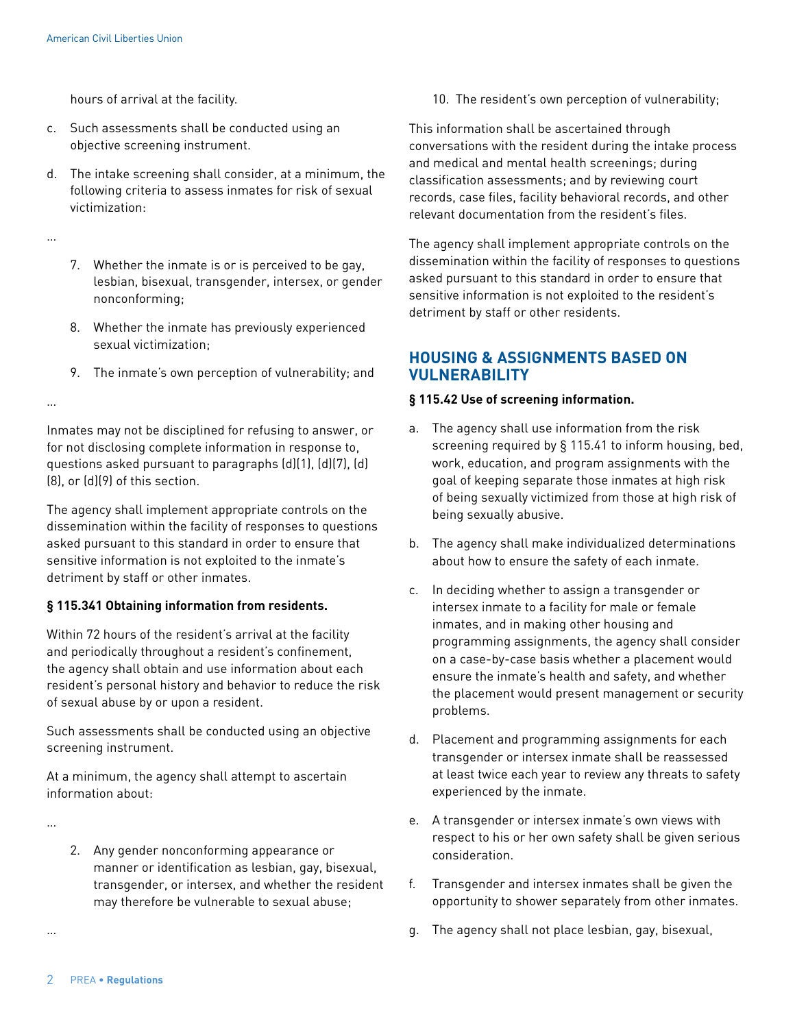hours of arrival at the facility.

c. Such assessments shall be conducted using an objective screening instrument.

d. The intake screening shall consider, at a minimum, the following criteria to assess inmates for risk of sexual victimization:

...

   7. Whether the inmate is or is perceived to be gay, lesbian, bisexual, transgender, intersex, or gender nonconforming;

   8. Whether the inmate has previously experienced sexual victimization;

   9. The inmate's own perception of vulnerability; and

...

Inmates may not be disciplined for refusing to answer, or for not disclosing complete information in response to, questions asked pursuant to paragraphs (d)(1), (d)(7), (d)(8), or (d)(9) of this section.

The agency shall implement appropriate controls on the dissemination within the facility of responses to questions asked pursuant to this standard in order to ensure that sensitive information is not exploited to the inmate's detriment by staff or other inmates.

**§ 115.341 Obtaining information from residents.**

Within 72 hours of the resident's arrival at the facility and periodically throughout a resident's confinement, the agency shall obtain and use information about each resident's personal history and behavior to reduce the risk of sexual abuse by or upon a resident.

Such assessments shall be conducted using an objective screening instrument.

At a minimum, the agency shall attempt to ascertain information about:

...

   2. Any gender nonconforming appearance or manner or identification as lesbian, gay, bisexual, transgender, or intersex, and whether the resident may therefore be vulnerable to sexual abuse;

...

   10. The resident's own perception of vulnerability;

This information shall be ascertained through conversations with the resident during the intake process and medical and mental health screenings; during classification assessments; and by reviewing court records, case files, facility behavioral records, and other relevant documentation from the resident's files.

The agency shall implement appropriate controls on the dissemination within the facility of responses to questions asked pursuant to this standard in order to ensure that sensitive information is not exploited to the resident's detriment by staff or other residents.

## HOUSING & ASSIGNMENTS BASED ON VULNERABILITY

**§ 115.42 Use of screening information.**

a. The agency shall use information from the risk screening required by § 115.41 to inform housing, bed, work, education, and program assignments with the goal of keeping separate those inmates at high risk of being sexually victimized from those at high risk of being sexually abusive.

b. The agency shall make individualized determinations about how to ensure the safety of each inmate.

c. In deciding whether to assign a transgender or intersex inmate to a facility for male or female inmates, and in making other housing and programming assignments, the agency shall consider on a case-by-case basis whether a placement would ensure the inmate's health and safety, and whether the placement would present management or security problems.

d. Placement and programming assignments for each transgender or intersex inmate shall be reassessed at least twice each year to review any threats to safety experienced by the inmate.

e. A transgender or intersex inmate's own views with respect to his or her own safety shall be given serious consideration.

f. Transgender and intersex inmates shall be given the opportunity to shower separately from other inmates.

g. The agency shall not place lesbian, gay, bisexual,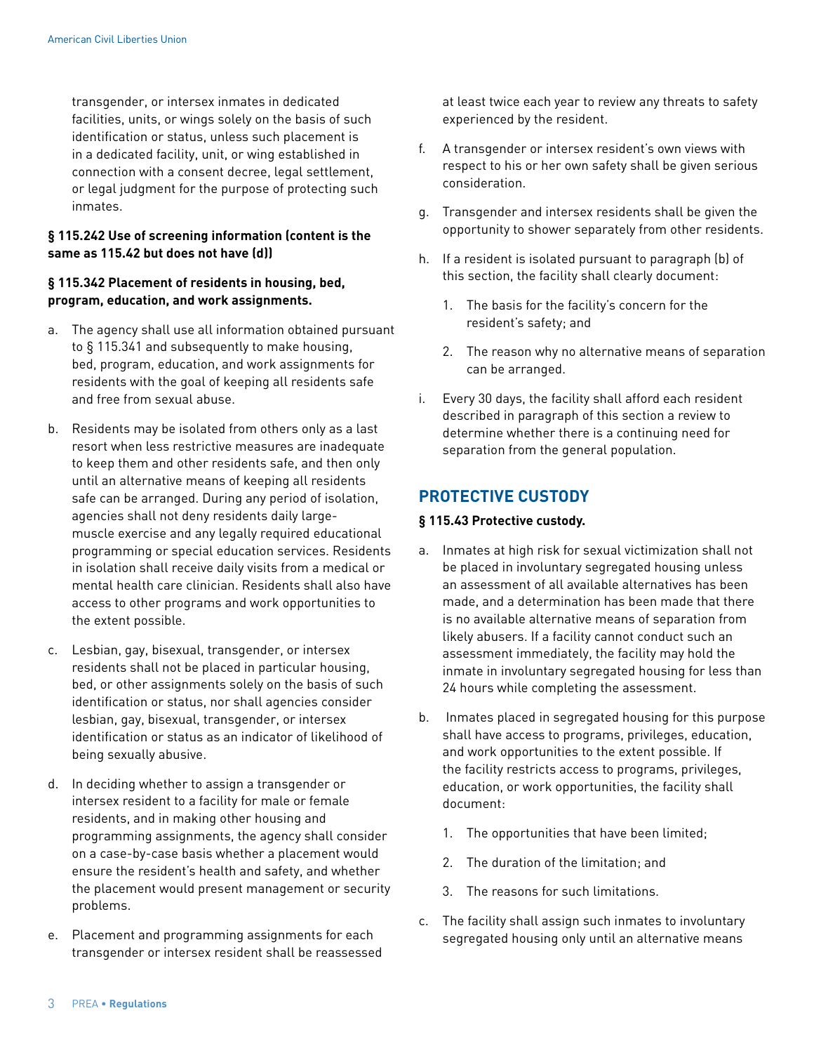transgender, or intersex inmates in dedicated facilities, units, or wings solely on the basis of such identification or status, unless such placement is in a dedicated facility, unit, or wing established in connection with a consent decree, legal settlement, or legal judgment for the purpose of protecting such inmates.

**§ 115.242 Use of screening information (content is the same as 115.42 but does not have (d))**

**§ 115.342 Placement of residents in housing, bed, program, education, and work assignments.**

a. The agency shall use all information obtained pursuant to § 115.341 and subsequently to make housing, bed, program, education, and work assignments for residents with the goal of keeping all residents safe and free from sexual abuse.

b. Residents may be isolated from others only as a last resort when less restrictive measures are inadequate to keep them and other residents safe, and then only until an alternative means of keeping all residents safe can be arranged. During any period of isolation, agencies shall not deny residents daily large-muscle exercise and any legally required educational programming or special education services. Residents in isolation shall receive daily visits from a medical or mental health care clinician. Residents shall also have access to other programs and work opportunities to the extent possible.

c. Lesbian, gay, bisexual, transgender, or intersex residents shall not be placed in particular housing, bed, or other assignments solely on the basis of such identification or status, nor shall agencies consider lesbian, gay, bisexual, transgender, or intersex identification or status as an indicator of likelihood of being sexually abusive.

d. In deciding whether to assign a transgender or intersex resident to a facility for male or female residents, and in making other housing and programming assignments, the agency shall consider on a case-by-case basis whether a placement would ensure the resident's health and safety, and whether the placement would present management or security problems.

e. Placement and programming assignments for each transgender or intersex resident shall be reassessed at least twice each year to review any threats to safety experienced by the resident.

f. A transgender or intersex resident's own views with respect to his or her own safety shall be given serious consideration.

g. Transgender and intersex residents shall be given the opportunity to shower separately from other residents.

h. If a resident is isolated pursuant to paragraph (b) of this section, the facility shall clearly document:

   1. The basis for the facility's concern for the resident's safety; and

   2. The reason why no alternative means of separation can be arranged.

i. Every 30 days, the facility shall afford each resident described in paragraph of this section a review to determine whether there is a continuing need for separation from the general population.

## PROTECTIVE CUSTODY

**§ 115.43 Protective custody.**

a. Inmates at high risk for sexual victimization shall not be placed in involuntary segregated housing unless an assessment of all available alternatives has been made, and a determination has been made that there is no available alternative means of separation from likely abusers. If a facility cannot conduct such an assessment immediately, the facility may hold the inmate in involuntary segregated housing for less than 24 hours while completing the assessment.

b. Inmates placed in segregated housing for this purpose shall have access to programs, privileges, education, and work opportunities to the extent possible. If the facility restricts access to programs, privileges, education, or work opportunities, the facility shall document:

   1. The opportunities that have been limited;

   2. The duration of the limitation; and

   3. The reasons for such limitations.

c. The facility shall assign such inmates to involuntary segregated housing only until an alternative means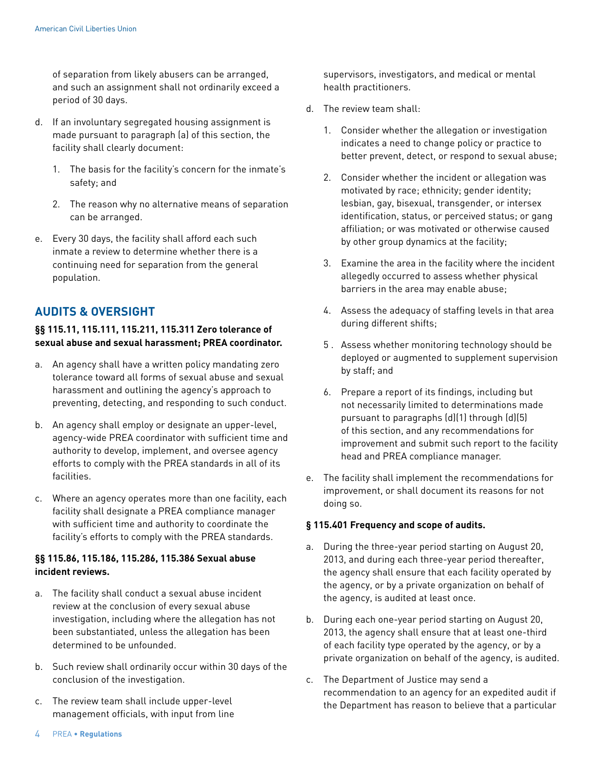of separation from likely abusers can be arranged, and such an assignment shall not ordinarily exceed a period of 30 days.

d. If an involuntary segregated housing assignment is made pursuant to paragraph (a) of this section, the facility shall clearly document:

   1. The basis for the facility's concern for the inmate's safety; and

   2. The reason why no alternative means of separation can be arranged.

e. Every 30 days, the facility shall afford each such inmate a review to determine whether there is a continuing need for separation from the general population.

## AUDITS & OVERSIGHT

**§§ 115.11, 115.111, 115.211, 115.311 Zero tolerance of sexual abuse and sexual harassment; PREA coordinator.**

a. An agency shall have a written policy mandating zero tolerance toward all forms of sexual abuse and sexual harassment and outlining the agency's approach to preventing, detecting, and responding to such conduct.

b. An agency shall employ or designate an upper-level, agency-wide PREA coordinator with sufficient time and authority to develop, implement, and oversee agency efforts to comply with the PREA standards in all of its facilities.

c. Where an agency operates more than one facility, each facility shall designate a PREA compliance manager with sufficient time and authority to coordinate the facility's efforts to comply with the PREA standards.

**§§ 115.86, 115.186, 115.286, 115.386 Sexual abuse incident reviews.**

a. The facility shall conduct a sexual abuse incident review at the conclusion of every sexual abuse investigation, including where the allegation has not been substantiated, unless the allegation has been determined to be unfounded.

b. Such review shall ordinarily occur within 30 days of the conclusion of the investigation.

c. The review team shall include upper-level management officials, with input from line supervisors, investigators, and medical or mental health practitioners.

d. The review team shall:

   1. Consider whether the allegation or investigation indicates a need to change policy or practice to better prevent, detect, or respond to sexual abuse;

   2. Consider whether the incident or allegation was motivated by race; ethnicity; gender identity; lesbian, gay, bisexual, transgender, or intersex identification, status, or perceived status; or gang affiliation; or was motivated or otherwise caused by other group dynamics at the facility;

   3. Examine the area in the facility where the incident allegedly occurred to assess whether physical barriers in the area may enable abuse;

   4. Assess the adequacy of staffing levels in that area during different shifts;

   5. Assess whether monitoring technology should be deployed or augmented to supplement supervision by staff; and

   6. Prepare a report of its findings, including but not necessarily limited to determinations made pursuant to paragraphs (d)(1) through (d)(5) of this section, and any recommendations for improvement and submit such report to the facility head and PREA compliance manager.

e. The facility shall implement the recommendations for improvement, or shall document its reasons for not doing so.

**§ 115.401 Frequency and scope of audits.**

a. During the three-year period starting on August 20, 2013, and during each three-year period thereafter, the agency shall ensure that each facility operated by the agency, or by a private organization on behalf of the agency, is audited at least once.

b. During each one-year period starting on August 20, 2013, the agency shall ensure that at least one-third of each facility type operated by the agency, or by a private organization on behalf of the agency, is audited.

c. The Department of Justice may send a recommendation to an agency for an expedited audit if the Department has reason to believe that a particular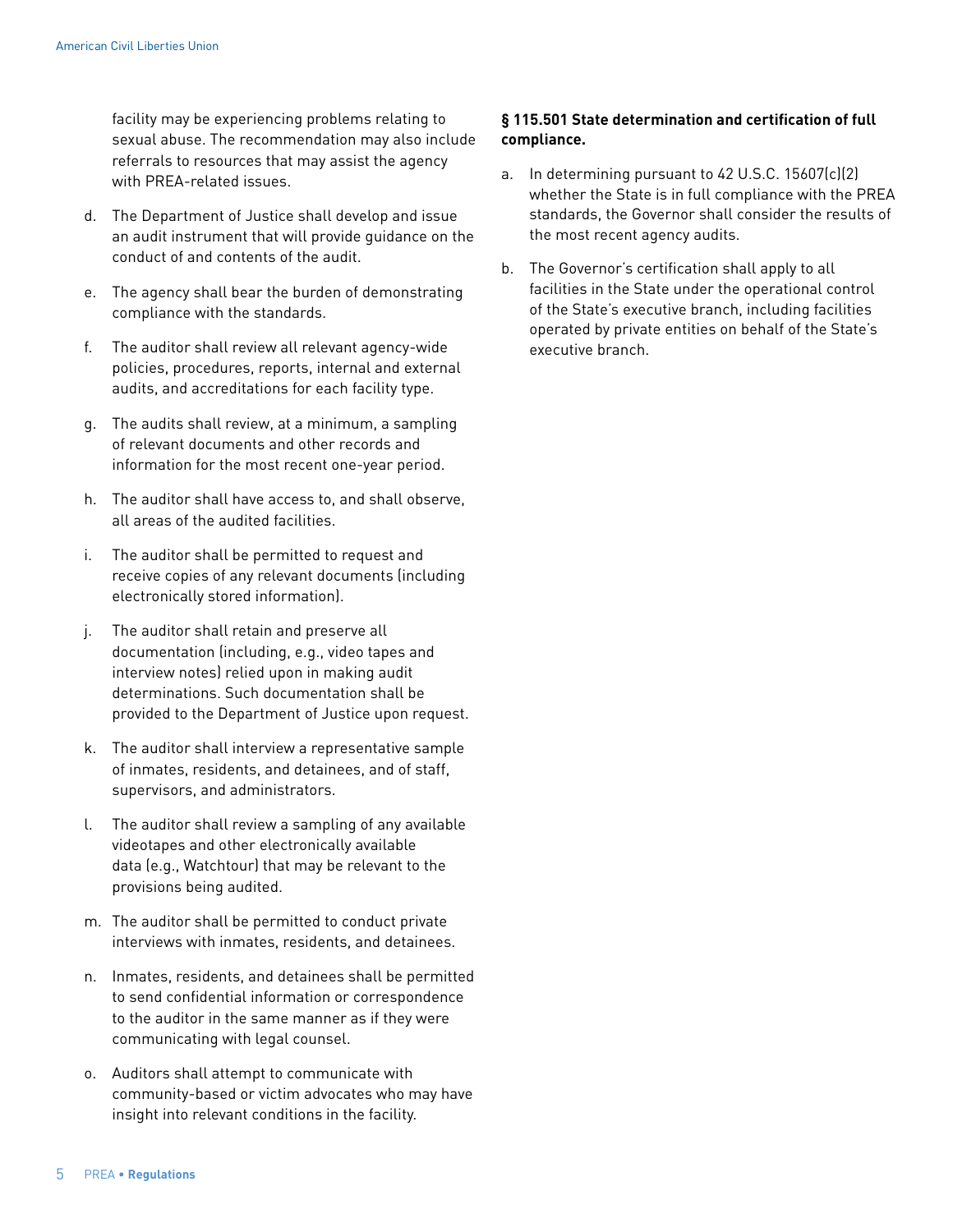facility may be experiencing problems relating to sexual abuse. The recommendation may also include referrals to resources that may assist the agency with PREA-related issues.

d. The Department of Justice shall develop and issue an audit instrument that will provide guidance on the conduct of and contents of the audit.

e. The agency shall bear the burden of demonstrating compliance with the standards.

f. The auditor shall review all relevant agency-wide policies, procedures, reports, internal and external audits, and accreditations for each facility type.

g. The audits shall review, at a minimum, a sampling of relevant documents and other records and information for the most recent one-year period.

h. The auditor shall have access to, and shall observe, all areas of the audited facilities.

i. The auditor shall be permitted to request and receive copies of any relevant documents (including electronically stored information).

j. The auditor shall retain and preserve all documentation (including, e.g., video tapes and interview notes) relied upon in making audit determinations. Such documentation shall be provided to the Department of Justice upon request.

k. The auditor shall interview a representative sample of inmates, residents, and detainees, and of staff, supervisors, and administrators.

l. The auditor shall review a sampling of any available videotapes and other electronically available data (e.g., Watchtour) that may be relevant to the provisions being audited.

m. The auditor shall be permitted to conduct private interviews with inmates, residents, and detainees.

n. Inmates, residents, and detainees shall be permitted to send confidential information or correspondence to the auditor in the same manner as if they were communicating with legal counsel.

o. Auditors shall attempt to communicate with community-based or victim advocates who may have insight into relevant conditions in the facility.

**§ 115.501 State determination and certification of full compliance.**

a. In determining pursuant to 42 U.S.C. 15607(c)(2) whether the State is in full compliance with the PREA standards, the Governor shall consider the results of the most recent agency audits.

b. The Governor's certification shall apply to all facilities in the State under the operational control of the State's executive branch, including facilities operated by private entities on behalf of the State's executive branch.